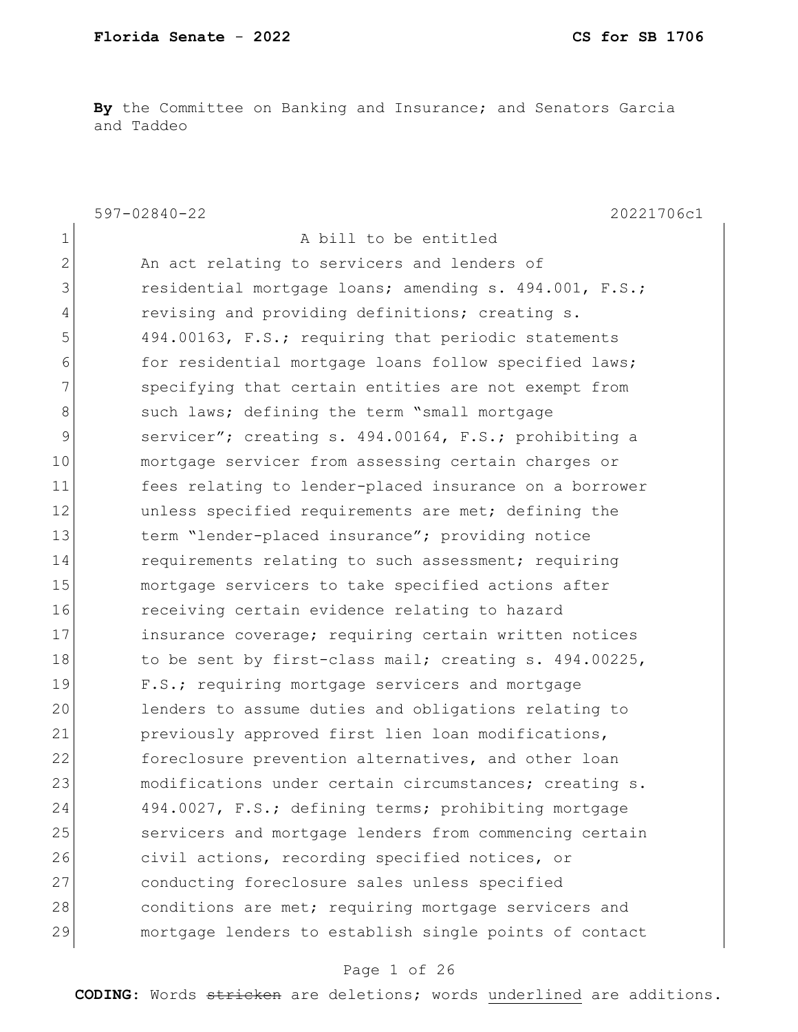**By** the Committee on Banking and Insurance; and Senators Garcia and Taddeo

597-02840-22 20221706c1

1 A bill to be entitled
2 An act relating to servicers and lenders of
3 residential mortgage loans; amending s. 494.001, F.S.;
4 revising and providing definitions; creating s.
5 494.00163, F.S.; requiring that periodic statements
6 for residential mortgage loans follow specified laws;
7 specifying that certain entities are not exempt from
8 such laws; defining the term "small mortgage
9 servicer"; creating s. 494.00164, F.S.; prohibiting a
10 mortgage servicer from assessing certain charges or
11 fees relating to lender-placed insurance on a borrower
12 unless specified requirements are met; defining the
13 term "lender-placed insurance"; providing notice
14 requirements relating to such assessment; requiring
15 mortgage servicers to take specified actions after
16 receiving certain evidence relating to hazard
17 insurance coverage; requiring certain written notices
18 to be sent by first-class mail; creating s. 494.00225,
19 F.S.; requiring mortgage servicers and mortgage
20 lenders to assume duties and obligations relating to
21 previously approved first lien loan modifications,
22 foreclosure prevention alternatives, and other loan
23 modifications under certain circumstances; creating s.
24 494.0027, F.S.; defining terms; prohibiting mortgage
25 servicers and mortgage lenders from commencing certain
26 civil actions, recording specified notices, or
27 conducting foreclosure sales unless specified
28 conditions are met; requiring mortgage servicers and
29 mortgage lenders to establish single points of contact

**CODING:** Words ~~stricken~~ are deletions; words <u>underlined</u> are additions.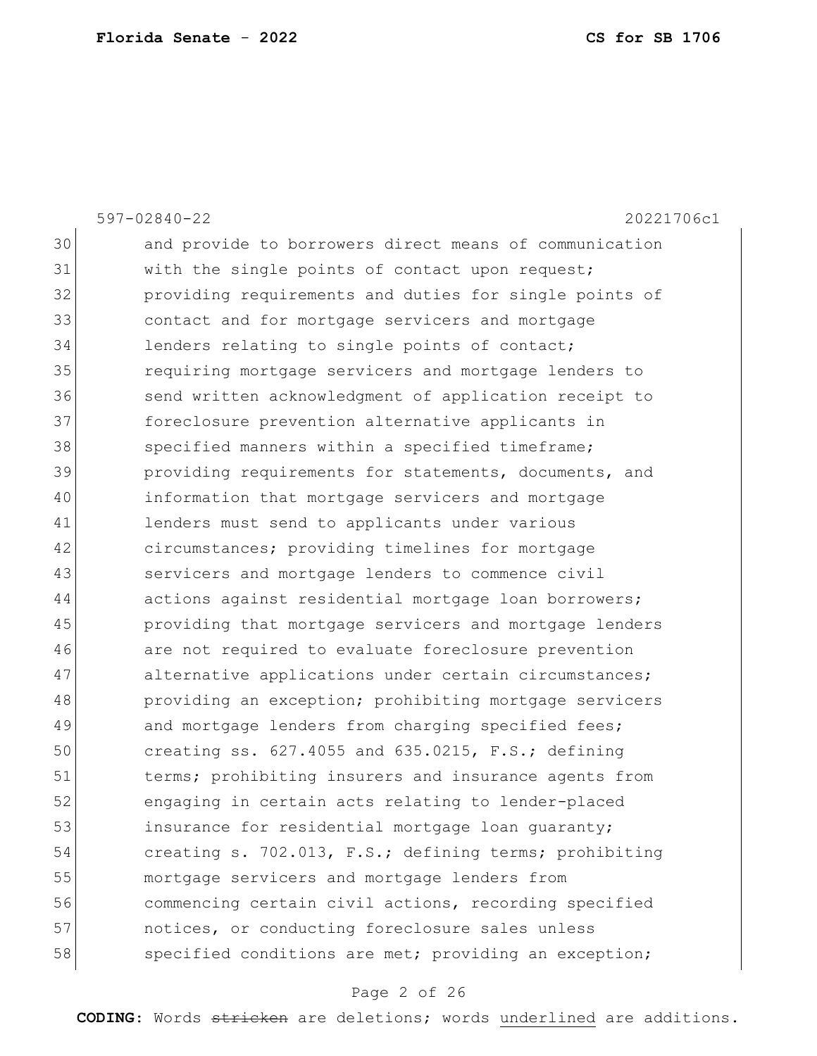and provide to borrowers direct means of communication with the single points of contact upon request; providing requirements and duties for single points of contact and for mortgage servicers and mortgage lenders relating to single points of contact; requiring mortgage servicers and mortgage lenders to send written acknowledgment of application receipt to foreclosure prevention alternative applicants in specified manners within a specified timeframe; providing requirements for statements, documents, and information that mortgage servicers and mortgage lenders must send to applicants under various circumstances; providing timelines for mortgage servicers and mortgage lenders to commence civil actions against residential mortgage loan borrowers; providing that mortgage servicers and mortgage lenders are not required to evaluate foreclosure prevention alternative applications under certain circumstances; providing an exception; prohibiting mortgage servicers and mortgage lenders from charging specified fees; creating ss. 627.4055 and 635.0215, F.S.; defining terms; prohibiting insurers and insurance agents from engaging in certain acts relating to lender-placed insurance for residential mortgage loan guaranty; creating s. 702.013, F.S.; defining terms; prohibiting mortgage servicers and mortgage lenders from commencing certain civil actions, recording specified notices, or conducting foreclosure sales unless specified conditions are met; providing an exception;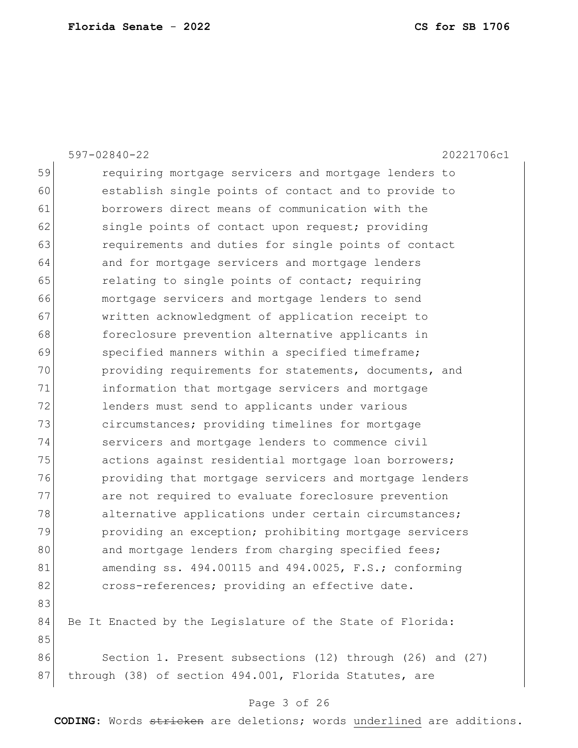requiring mortgage servicers and mortgage lenders to establish single points of contact and to provide to borrowers direct means of communication with the single points of contact upon request; providing requirements and duties for single points of contact and for mortgage servicers and mortgage lenders relating to single points of contact; requiring mortgage servicers and mortgage lenders to send written acknowledgment of application receipt to foreclosure prevention alternative applicants in specified manners within a specified timeframe; providing requirements for statements, documents, and information that mortgage servicers and mortgage lenders must send to applicants under various circumstances; providing timelines for mortgage servicers and mortgage lenders to commence civil actions against residential mortgage loan borrowers; providing that mortgage servicers and mortgage lenders are not required to evaluate foreclosure prevention alternative applications under certain circumstances; providing an exception; prohibiting mortgage servicers and mortgage lenders from charging specified fees; amending ss. 494.00115 and 494.0025, F.S.; conforming cross-references; providing an effective date.

Be It Enacted by the Legislature of the State of Florida:

Section 1. Present subsections (12) through (26) and (27) through (38) of section 494.001, Florida Statutes, are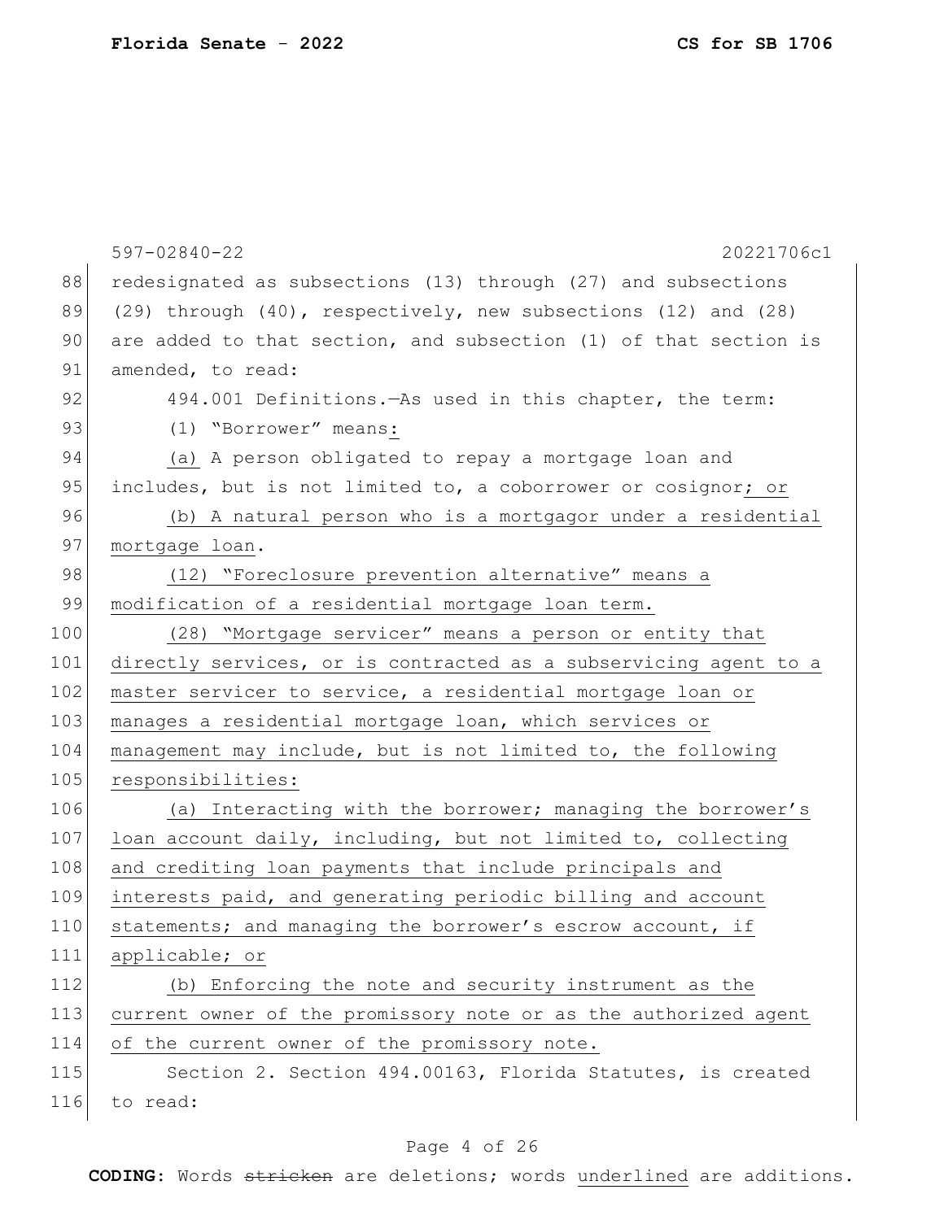redesignated as subsections (13) through (27) and subsections (29) through (40), respectively, new subsections (12) and (28) are added to that section, and subsection (1) of that section is amended, to read:

494.001 Definitions.—As used in this chapter, the term:

(1) "Borrower" means:

(a) A person obligated to repay a mortgage loan and includes, but is not limited to, a coborrower or cosignor; or

(b) A natural person who is a mortgagor under a residential mortgage loan.

(12) "Foreclosure prevention alternative" means a modification of a residential mortgage loan term.

(28) "Mortgage servicer" means a person or entity that directly services, or is contracted as a subservicing agent to a master servicer to service, a residential mortgage loan or manages a residential mortgage loan, which services or management may include, but is not limited to, the following responsibilities:

(a) Interacting with the borrower; managing the borrower's loan account daily, including, but not limited to, collecting and crediting loan payments that include principals and interests paid, and generating periodic billing and account statements; and managing the borrower's escrow account, if applicable; or

(b) Enforcing the note and security instrument as the current owner of the promissory note or as the authorized agent of the current owner of the promissory note.

Section 2. Section 494.00163, Florida Statutes, is created to read: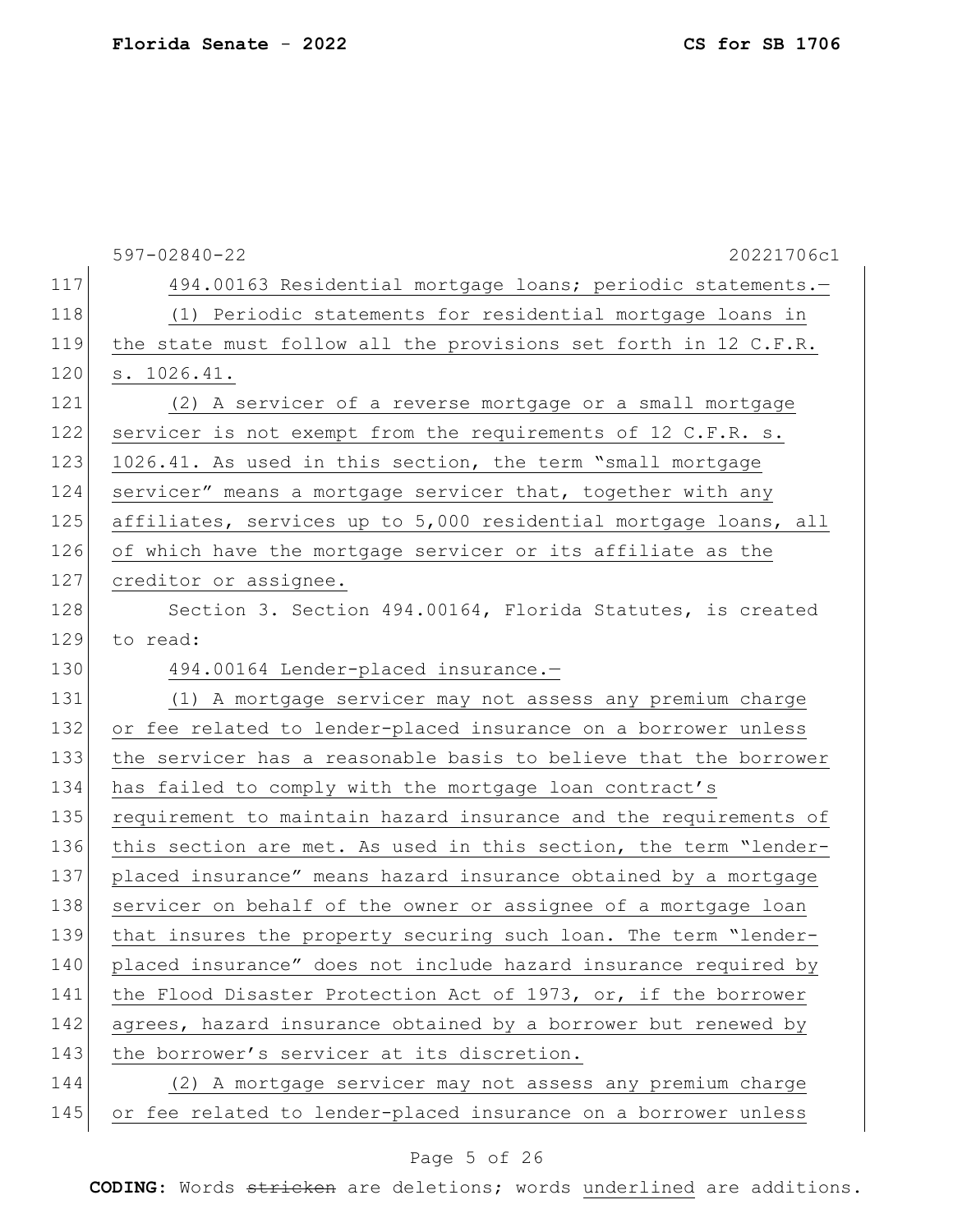494.00163 Residential mortgage loans; periodic statements.—

(1) Periodic statements for residential mortgage loans in the state must follow all the provisions set forth in 12 C.F.R. s. 1026.41.

(2) A servicer of a reverse mortgage or a small mortgage servicer is not exempt from the requirements of 12 C.F.R. s. 1026.41. As used in this section, the term "small mortgage servicer" means a mortgage servicer that, together with any affiliates, services up to 5,000 residential mortgage loans, all of which have the mortgage servicer or its affiliate as the creditor or assignee.

Section 3. Section 494.00164, Florida Statutes, is created to read:

494.00164 Lender-placed insurance.—

(1) A mortgage servicer may not assess any premium charge or fee related to lender-placed insurance on a borrower unless the servicer has a reasonable basis to believe that the borrower has failed to comply with the mortgage loan contract's requirement to maintain hazard insurance and the requirements of this section are met. As used in this section, the term "lender-placed insurance" means hazard insurance obtained by a mortgage servicer on behalf of the owner or assignee of a mortgage loan that insures the property securing such loan. The term "lender-placed insurance" does not include hazard insurance required by the Flood Disaster Protection Act of 1973, or, if the borrower agrees, hazard insurance obtained by a borrower but renewed by the borrower's servicer at its discretion.

(2) A mortgage servicer may not assess any premium charge or fee related to lender-placed insurance on a borrower unless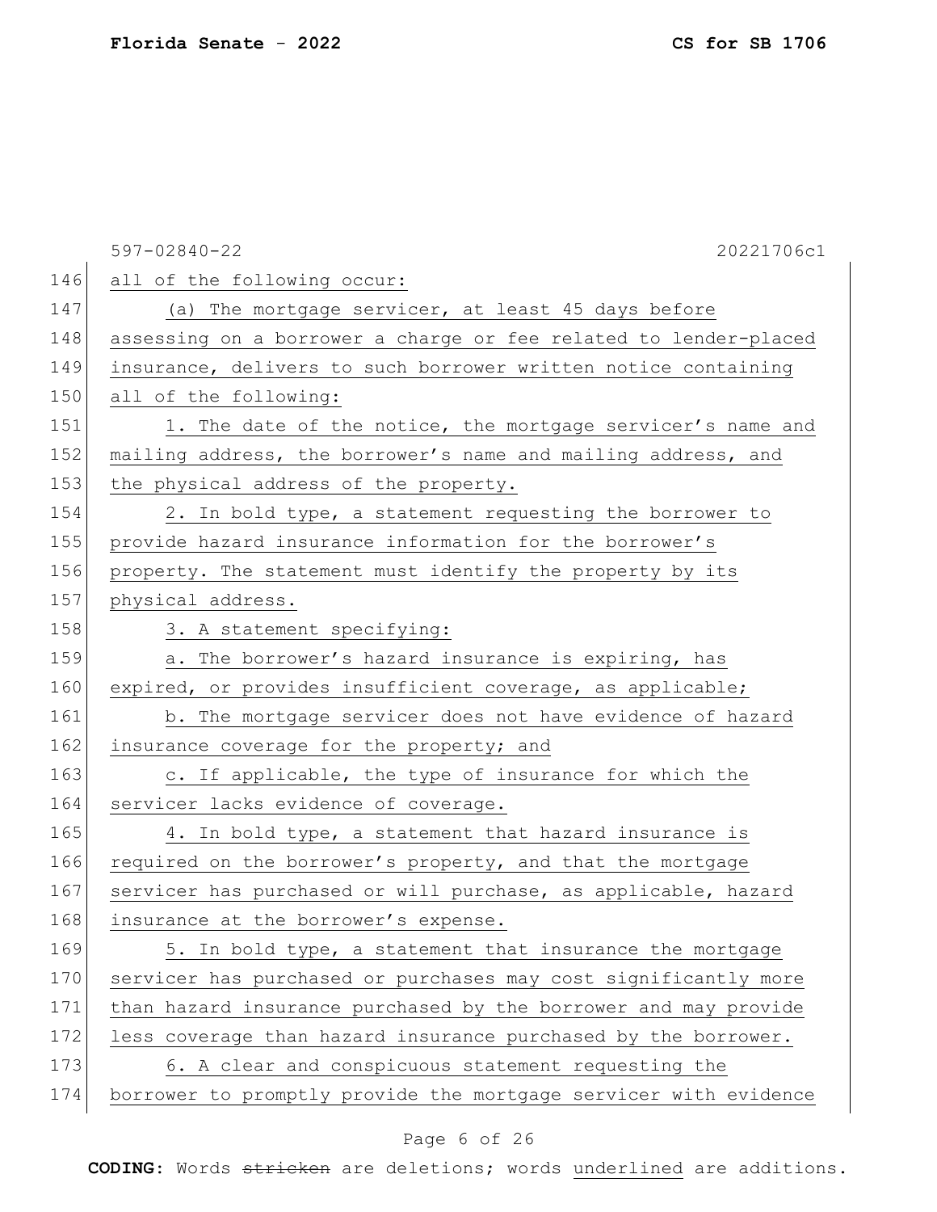all of the following occur:

(a) The mortgage servicer, at least 45 days before assessing on a borrower a charge or fee related to lender-placed insurance, delivers to such borrower written notice containing all of the following:

1. The date of the notice, the mortgage servicer's name and mailing address, the borrower's name and mailing address, and the physical address of the property.

2. In bold type, a statement requesting the borrower to provide hazard insurance information for the borrower's property. The statement must identify the property by its physical address.

3. A statement specifying:

a. The borrower's hazard insurance is expiring, has expired, or provides insufficient coverage, as applicable;

b. The mortgage servicer does not have evidence of hazard insurance coverage for the property; and

c. If applicable, the type of insurance for which the servicer lacks evidence of coverage.

4. In bold type, a statement that hazard insurance is required on the borrower's property, and that the mortgage servicer has purchased or will purchase, as applicable, hazard insurance at the borrower's expense.

5. In bold type, a statement that insurance the mortgage servicer has purchased or purchases may cost significantly more than hazard insurance purchased by the borrower and may provide less coverage than hazard insurance purchased by the borrower.

6. A clear and conspicuous statement requesting the borrower to promptly provide the mortgage servicer with evidence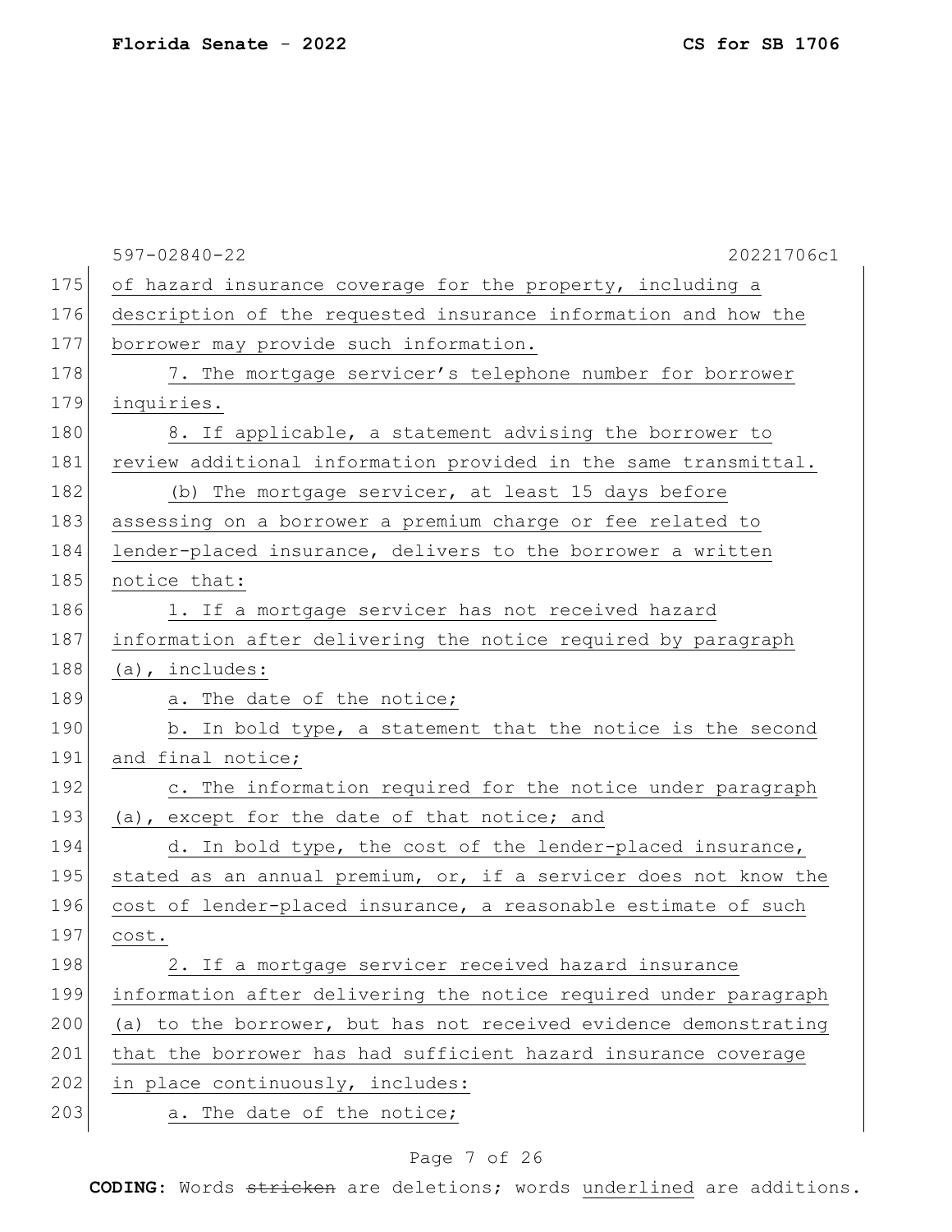of hazard insurance coverage for the property, including a description of the requested insurance information and how the borrower may provide such information.

7. The mortgage servicer's telephone number for borrower inquiries.

8. If applicable, a statement advising the borrower to review additional information provided in the same transmittal.

(b) The mortgage servicer, at least 15 days before assessing on a borrower a premium charge or fee related to lender-placed insurance, delivers to the borrower a written notice that:

1. If a mortgage servicer has not received hazard information after delivering the notice required by paragraph (a), includes:

a. The date of the notice;

b. In bold type, a statement that the notice is the second and final notice;

c. The information required for the notice under paragraph (a), except for the date of that notice; and

d. In bold type, the cost of the lender-placed insurance, stated as an annual premium, or, if a servicer does not know the cost of lender-placed insurance, a reasonable estimate of such cost.

2. If a mortgage servicer received hazard insurance information after delivering the notice required under paragraph (a) to the borrower, but has not received evidence demonstrating that the borrower has had sufficient hazard insurance coverage in place continuously, includes:

a. The date of the notice;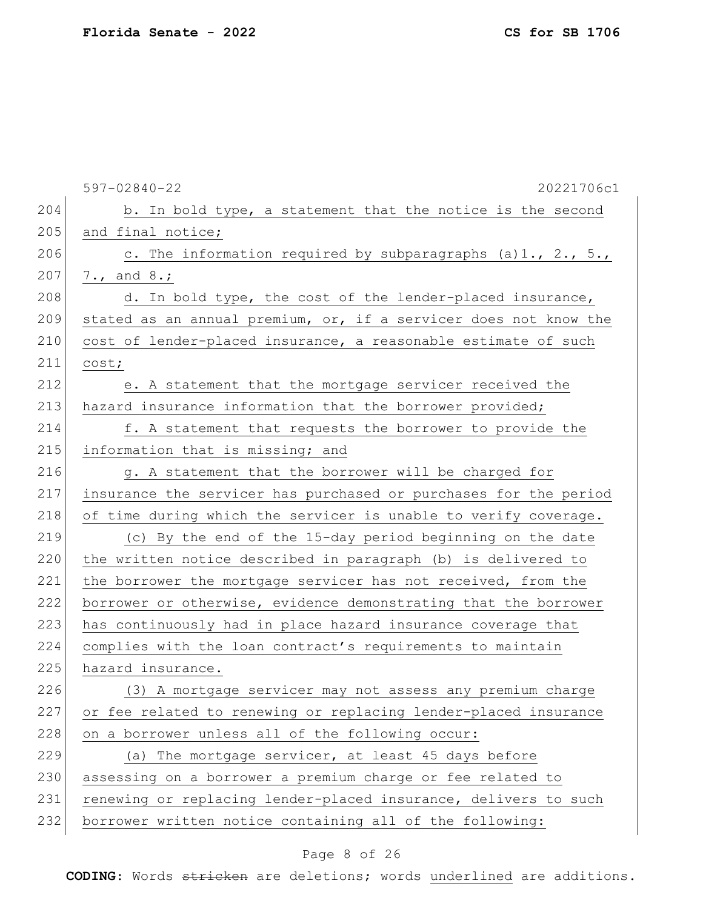b. In bold type, a statement that the notice is the second and final notice;

c. The information required by subparagraphs (a)1., 2., 5., 7., and 8.;

d. In bold type, the cost of the lender-placed insurance, stated as an annual premium, or, if a servicer does not know the cost of lender-placed insurance, a reasonable estimate of such cost;

e. A statement that the mortgage servicer received the hazard insurance information that the borrower provided;

f. A statement that requests the borrower to provide the information that is missing; and

g. A statement that the borrower will be charged for insurance the servicer has purchased or purchases for the period of time during which the servicer is unable to verify coverage.

(c) By the end of the 15-day period beginning on the date the written notice described in paragraph (b) is delivered to the borrower the mortgage servicer has not received, from the borrower or otherwise, evidence demonstrating that the borrower has continuously had in place hazard insurance coverage that complies with the loan contract's requirements to maintain hazard insurance.

(3) A mortgage servicer may not assess any premium charge or fee related to renewing or replacing lender-placed insurance on a borrower unless all of the following occur:

(a) The mortgage servicer, at least 45 days before assessing on a borrower a premium charge or fee related to renewing or replacing lender-placed insurance, delivers to such borrower written notice containing all of the following: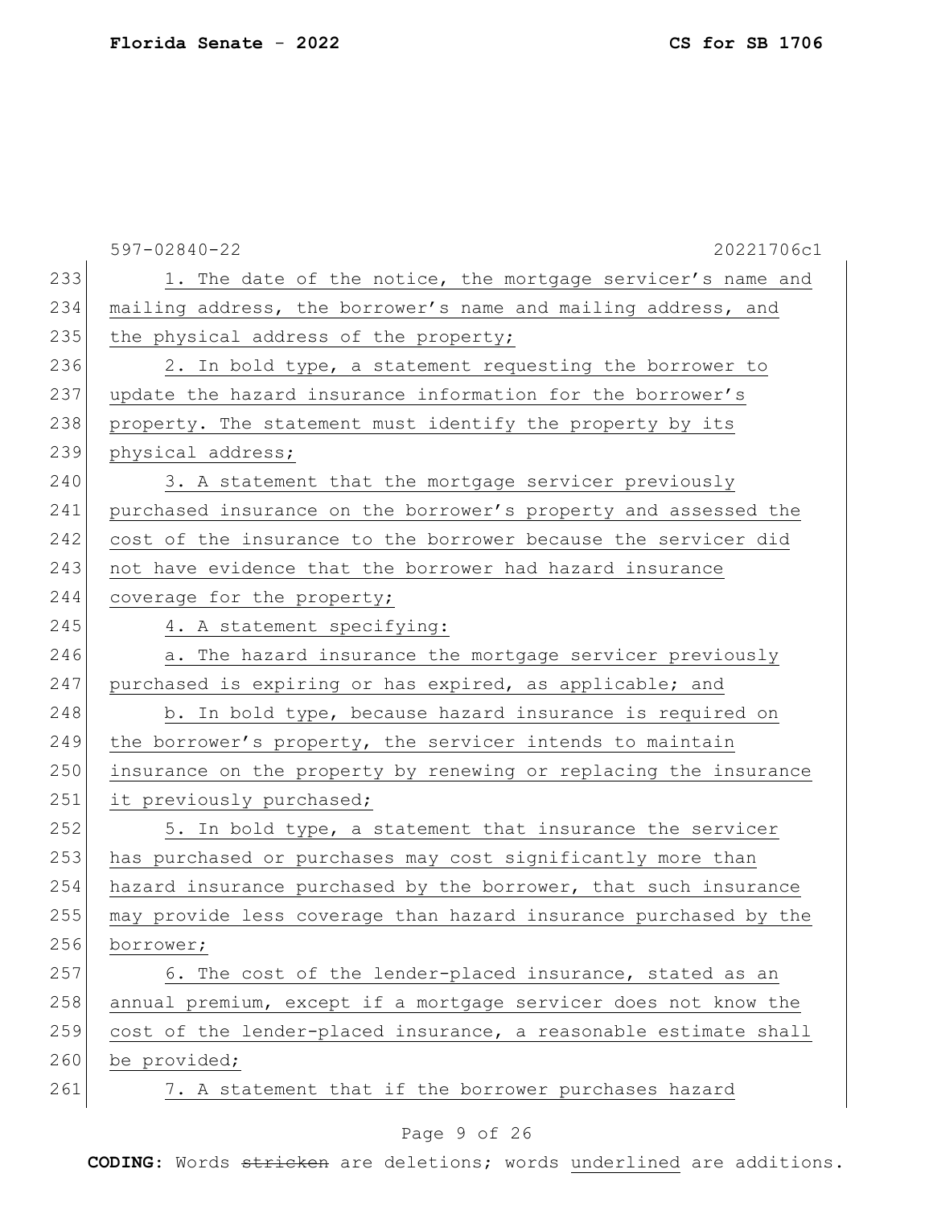1. The date of the notice, the mortgage servicer's name and mailing address, the borrower's name and mailing address, and the physical address of the property;

2. In bold type, a statement requesting the borrower to update the hazard insurance information for the borrower's property. The statement must identify the property by its physical address;

3. A statement that the mortgage servicer previously purchased insurance on the borrower's property and assessed the cost of the insurance to the borrower because the servicer did not have evidence that the borrower had hazard insurance coverage for the property;

4. A statement specifying:

a. The hazard insurance the mortgage servicer previously purchased is expiring or has expired, as applicable; and

b. In bold type, because hazard insurance is required on the borrower's property, the servicer intends to maintain insurance on the property by renewing or replacing the insurance it previously purchased;

5. In bold type, a statement that insurance the servicer has purchased or purchases may cost significantly more than hazard insurance purchased by the borrower, that such insurance may provide less coverage than hazard insurance purchased by the borrower;

6. The cost of the lender-placed insurance, stated as an annual premium, except if a mortgage servicer does not know the cost of the lender-placed insurance, a reasonable estimate shall be provided;

7. A statement that if the borrower purchases hazard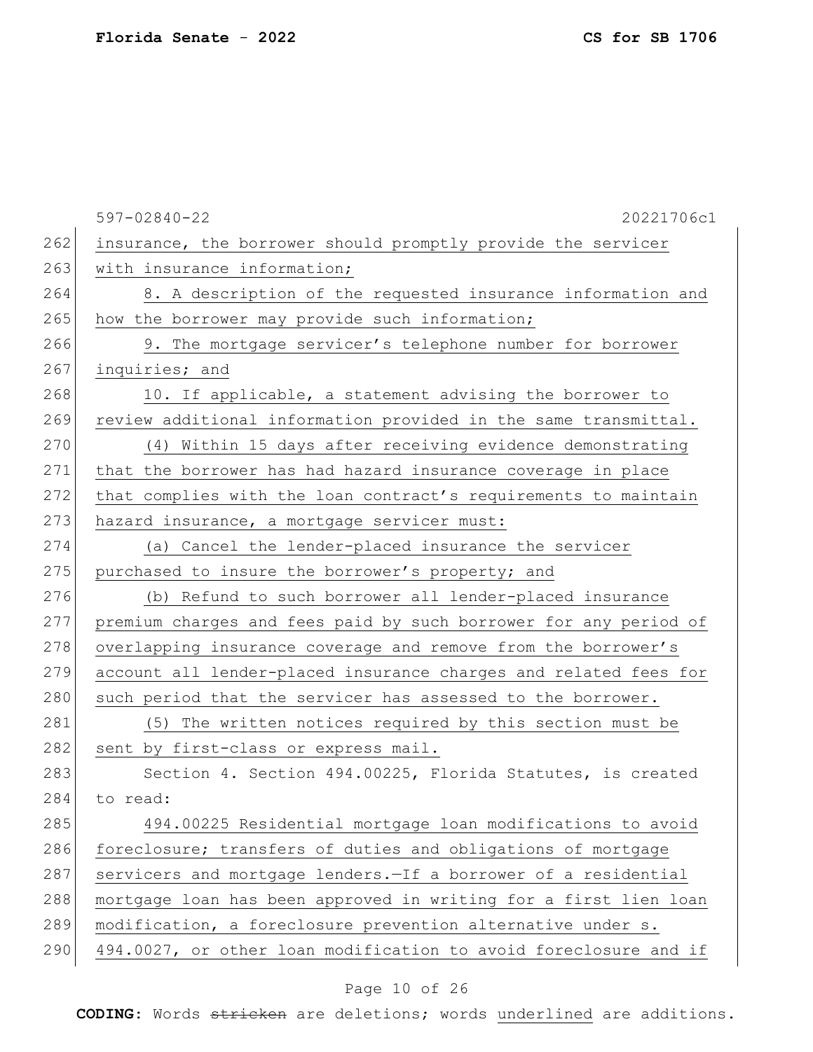insurance, the borrower should promptly provide the servicer with insurance information;

8. A description of the requested insurance information and how the borrower may provide such information;

9. The mortgage servicer's telephone number for borrower inquiries; and

10. If applicable, a statement advising the borrower to review additional information provided in the same transmittal.

(4) Within 15 days after receiving evidence demonstrating that the borrower has had hazard insurance coverage in place that complies with the loan contract's requirements to maintain hazard insurance, a mortgage servicer must:

(a) Cancel the lender-placed insurance the servicer purchased to insure the borrower's property; and

(b) Refund to such borrower all lender-placed insurance premium charges and fees paid by such borrower for any period of overlapping insurance coverage and remove from the borrower's account all lender-placed insurance charges and related fees for such period that the servicer has assessed to the borrower.

(5) The written notices required by this section must be sent by first-class or express mail.

Section 4. Section 494.00225, Florida Statutes, is created to read:

494.00225 Residential mortgage loan modifications to avoid foreclosure; transfers of duties and obligations of mortgage servicers and mortgage lenders.—If a borrower of a residential mortgage loan has been approved in writing for a first lien loan modification, a foreclosure prevention alternative under s. 494.0027, or other loan modification to avoid foreclosure and if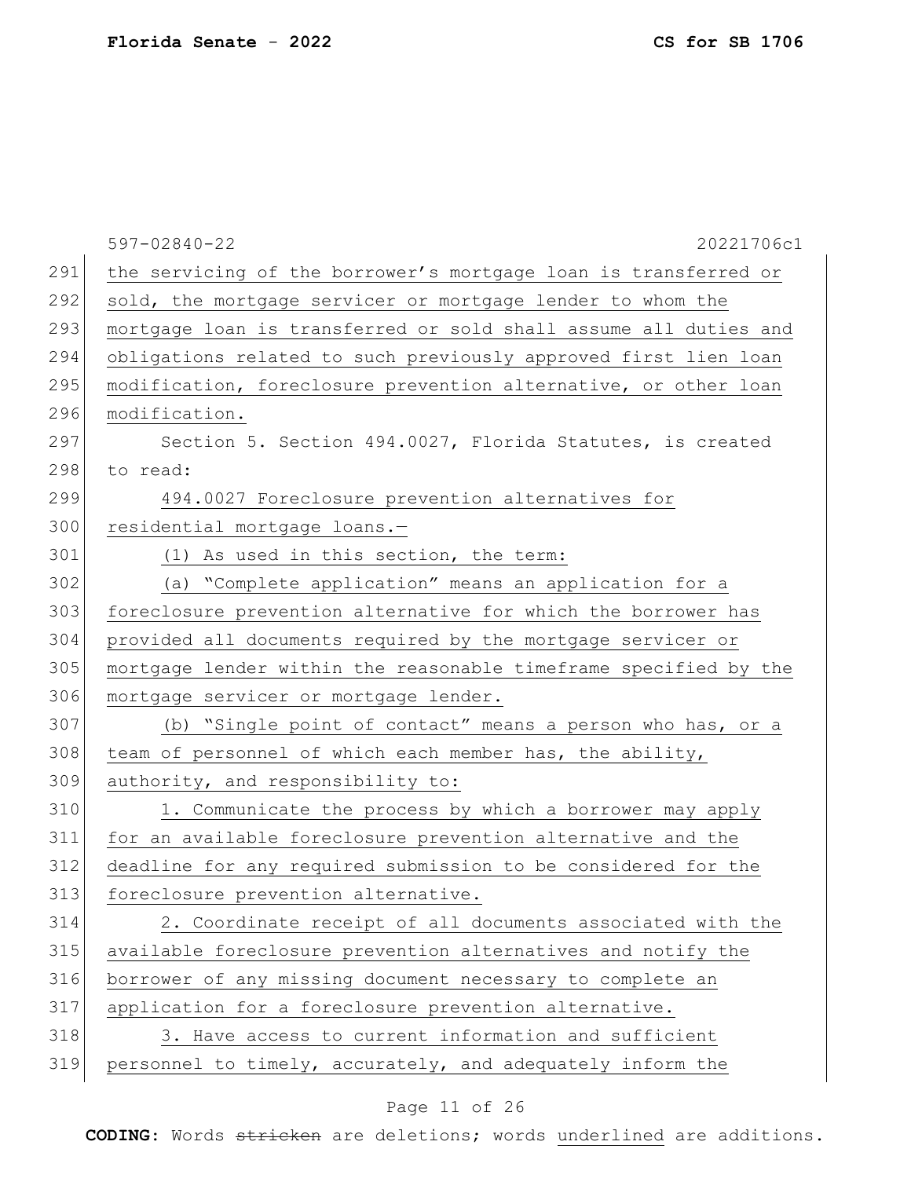the servicing of the borrower's mortgage loan is transferred or sold, the mortgage servicer or mortgage lender to whom the mortgage loan is transferred or sold shall assume all duties and obligations related to such previously approved first lien loan modification, foreclosure prevention alternative, or other loan modification.

Section 5. Section 494.0027, Florida Statutes, is created to read:

494.0027 Foreclosure prevention alternatives for residential mortgage loans.—

(1) As used in this section, the term:

(a) "Complete application" means an application for a foreclosure prevention alternative for which the borrower has provided all documents required by the mortgage servicer or mortgage lender within the reasonable timeframe specified by the mortgage servicer or mortgage lender.

(b) "Single point of contact" means a person who has, or a team of personnel of which each member has, the ability, authority, and responsibility to:

1. Communicate the process by which a borrower may apply for an available foreclosure prevention alternative and the deadline for any required submission to be considered for the foreclosure prevention alternative.

2. Coordinate receipt of all documents associated with the available foreclosure prevention alternatives and notify the borrower of any missing document necessary to complete an application for a foreclosure prevention alternative.

3. Have access to current information and sufficient personnel to timely, accurately, and adequately inform the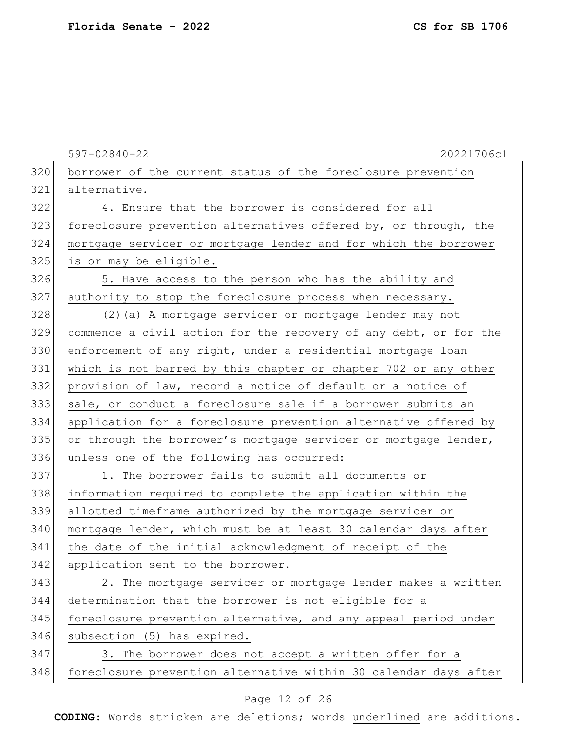borrower of the current status of the foreclosure prevention alternative.

4. Ensure that the borrower is considered for all foreclosure prevention alternatives offered by, or through, the mortgage servicer or mortgage lender and for which the borrower is or may be eligible.

5. Have access to the person who has the ability and authority to stop the foreclosure process when necessary.

(2)(a) A mortgage servicer or mortgage lender may not commence a civil action for the recovery of any debt, or for the enforcement of any right, under a residential mortgage loan which is not barred by this chapter or chapter 702 or any other provision of law, record a notice of default or a notice of sale, or conduct a foreclosure sale if a borrower submits an application for a foreclosure prevention alternative offered by or through the borrower's mortgage servicer or mortgage lender, unless one of the following has occurred:

1. The borrower fails to submit all documents or information required to complete the application within the allotted timeframe authorized by the mortgage servicer or mortgage lender, which must be at least 30 calendar days after the date of the initial acknowledgment of receipt of the application sent to the borrower.

2. The mortgage servicer or mortgage lender makes a written determination that the borrower is not eligible for a foreclosure prevention alternative, and any appeal period under subsection (5) has expired.

3. The borrower does not accept a written offer for a foreclosure prevention alternative within 30 calendar days after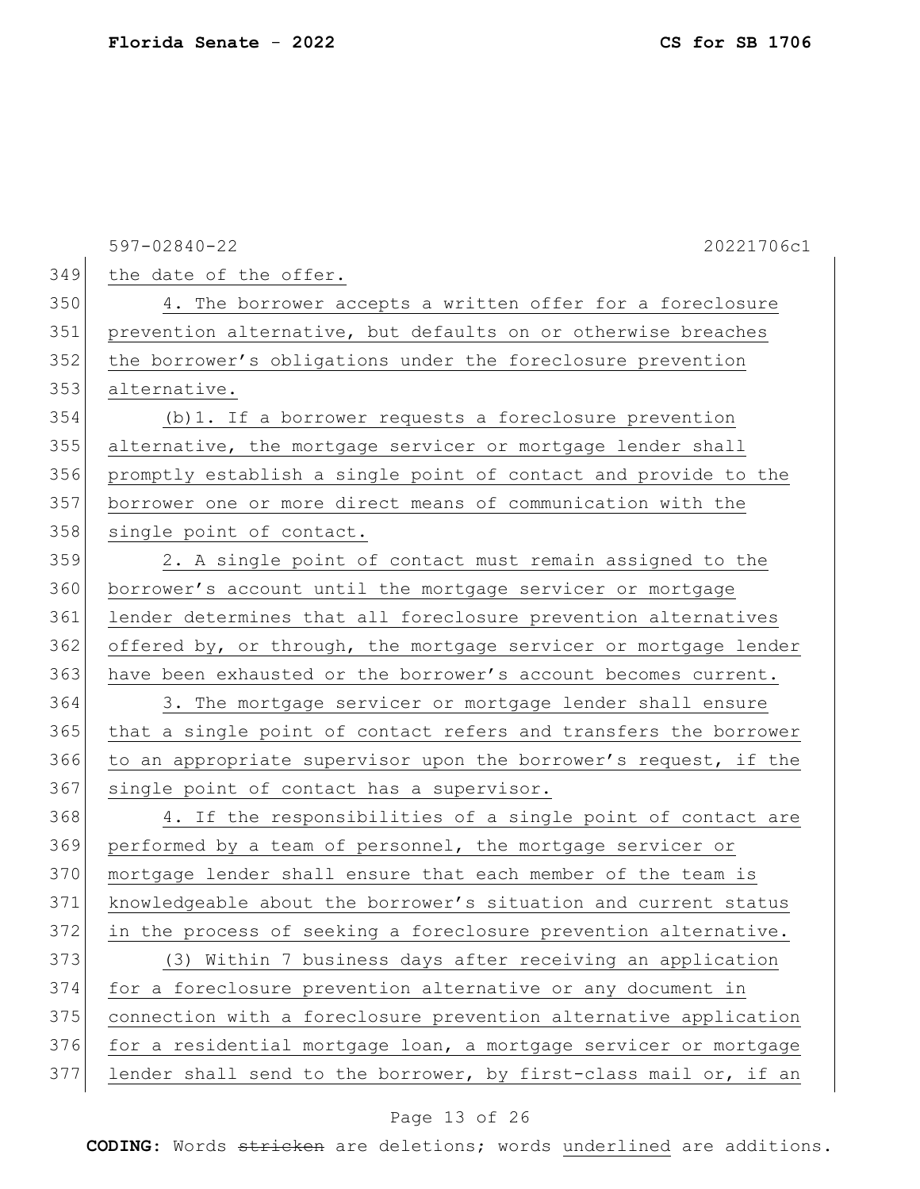the date of the offer.

4. The borrower accepts a written offer for a foreclosure prevention alternative, but defaults on or otherwise breaches the borrower's obligations under the foreclosure prevention alternative.

(b)1. If a borrower requests a foreclosure prevention alternative, the mortgage servicer or mortgage lender shall promptly establish a single point of contact and provide to the borrower one or more direct means of communication with the single point of contact.

2. A single point of contact must remain assigned to the borrower's account until the mortgage servicer or mortgage lender determines that all foreclosure prevention alternatives offered by, or through, the mortgage servicer or mortgage lender have been exhausted or the borrower's account becomes current.

3. The mortgage servicer or mortgage lender shall ensure that a single point of contact refers and transfers the borrower to an appropriate supervisor upon the borrower's request, if the single point of contact has a supervisor.

4. If the responsibilities of a single point of contact are performed by a team of personnel, the mortgage servicer or mortgage lender shall ensure that each member of the team is knowledgeable about the borrower's situation and current status in the process of seeking a foreclosure prevention alternative.

(3) Within 7 business days after receiving an application for a foreclosure prevention alternative or any document in connection with a foreclosure prevention alternative application for a residential mortgage loan, a mortgage servicer or mortgage lender shall send to the borrower, by first-class mail or, if an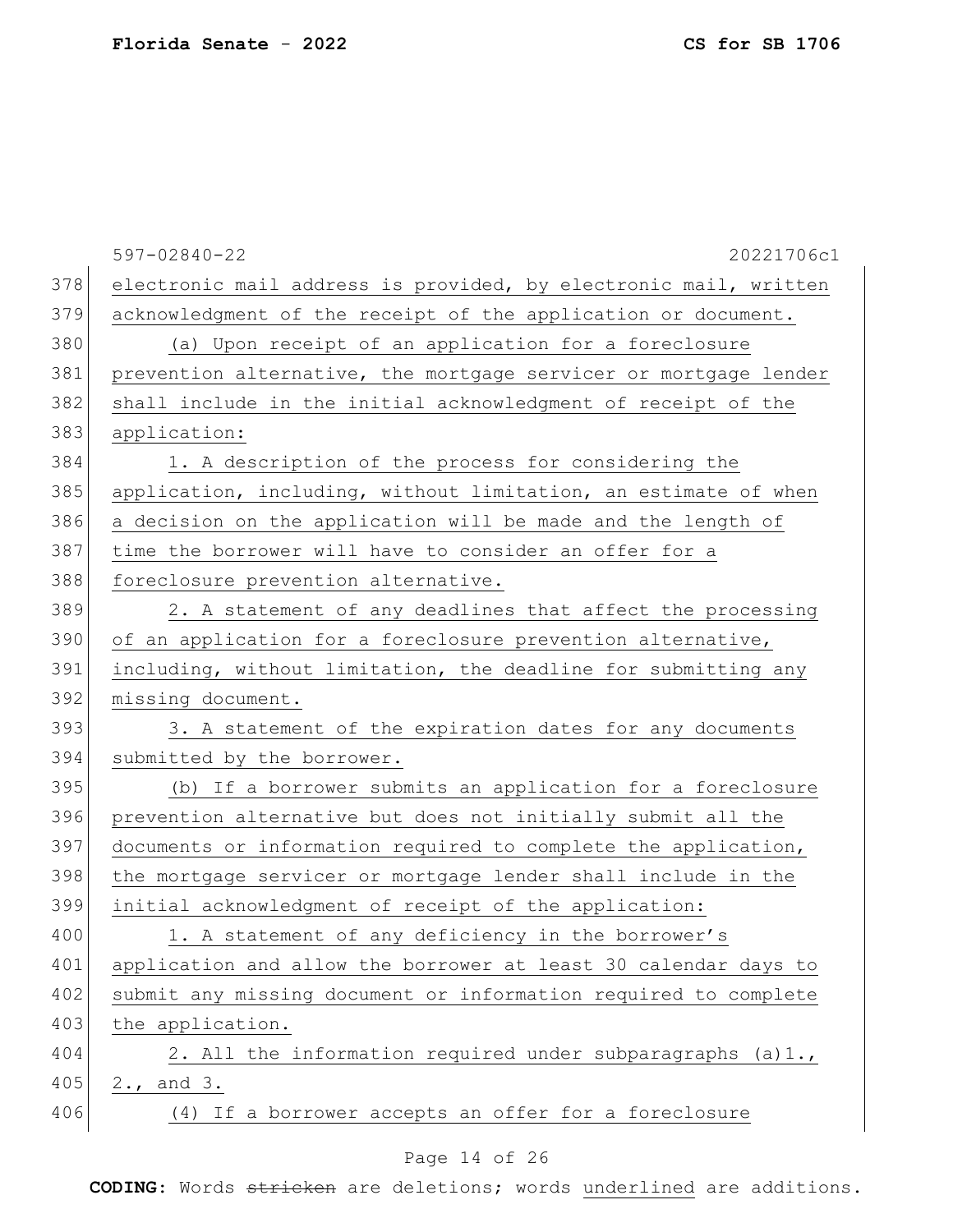electronic mail address is provided, by electronic mail, written acknowledgment of the receipt of the application or document.

(a) Upon receipt of an application for a foreclosure prevention alternative, the mortgage servicer or mortgage lender shall include in the initial acknowledgment of receipt of the application:

1. A description of the process for considering the application, including, without limitation, an estimate of when a decision on the application will be made and the length of time the borrower will have to consider an offer for a foreclosure prevention alternative.

2. A statement of any deadlines that affect the processing of an application for a foreclosure prevention alternative, including, without limitation, the deadline for submitting any missing document.

3. A statement of the expiration dates for any documents submitted by the borrower.

(b) If a borrower submits an application for a foreclosure prevention alternative but does not initially submit all the documents or information required to complete the application, the mortgage servicer or mortgage lender shall include in the initial acknowledgment of receipt of the application:

1. A statement of any deficiency in the borrower's application and allow the borrower at least 30 calendar days to submit any missing document or information required to complete the application.

2. All the information required under subparagraphs (a)1., 2., and 3.

(4) If a borrower accepts an offer for a foreclosure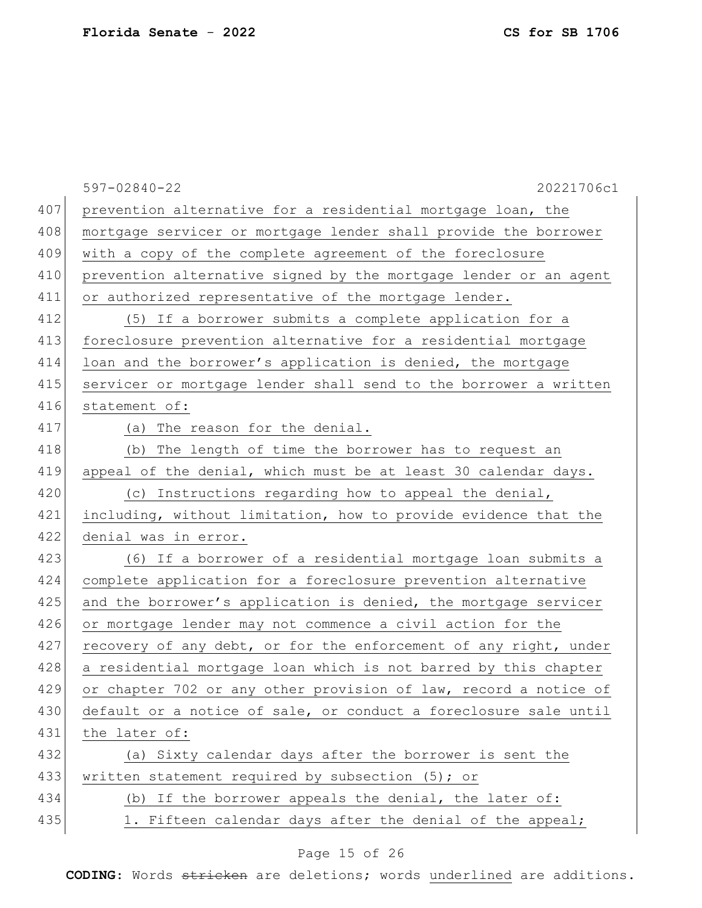prevention alternative for a residential mortgage loan, the mortgage servicer or mortgage lender shall provide the borrower with a copy of the complete agreement of the foreclosure prevention alternative signed by the mortgage lender or an agent or authorized representative of the mortgage lender.

(5) If a borrower submits a complete application for a foreclosure prevention alternative for a residential mortgage loan and the borrower's application is denied, the mortgage servicer or mortgage lender shall send to the borrower a written statement of:

(a) The reason for the denial.

(b) The length of time the borrower has to request an appeal of the denial, which must be at least 30 calendar days.

(c) Instructions regarding how to appeal the denial, including, without limitation, how to provide evidence that the denial was in error.

(6) If a borrower of a residential mortgage loan submits a complete application for a foreclosure prevention alternative and the borrower's application is denied, the mortgage servicer or mortgage lender may not commence a civil action for the recovery of any debt, or for the enforcement of any right, under a residential mortgage loan which is not barred by this chapter or chapter 702 or any other provision of law, record a notice of default or a notice of sale, or conduct a foreclosure sale until the later of:

(a) Sixty calendar days after the borrower is sent the written statement required by subsection (5); or

(b) If the borrower appeals the denial, the later of:

1. Fifteen calendar days after the denial of the appeal;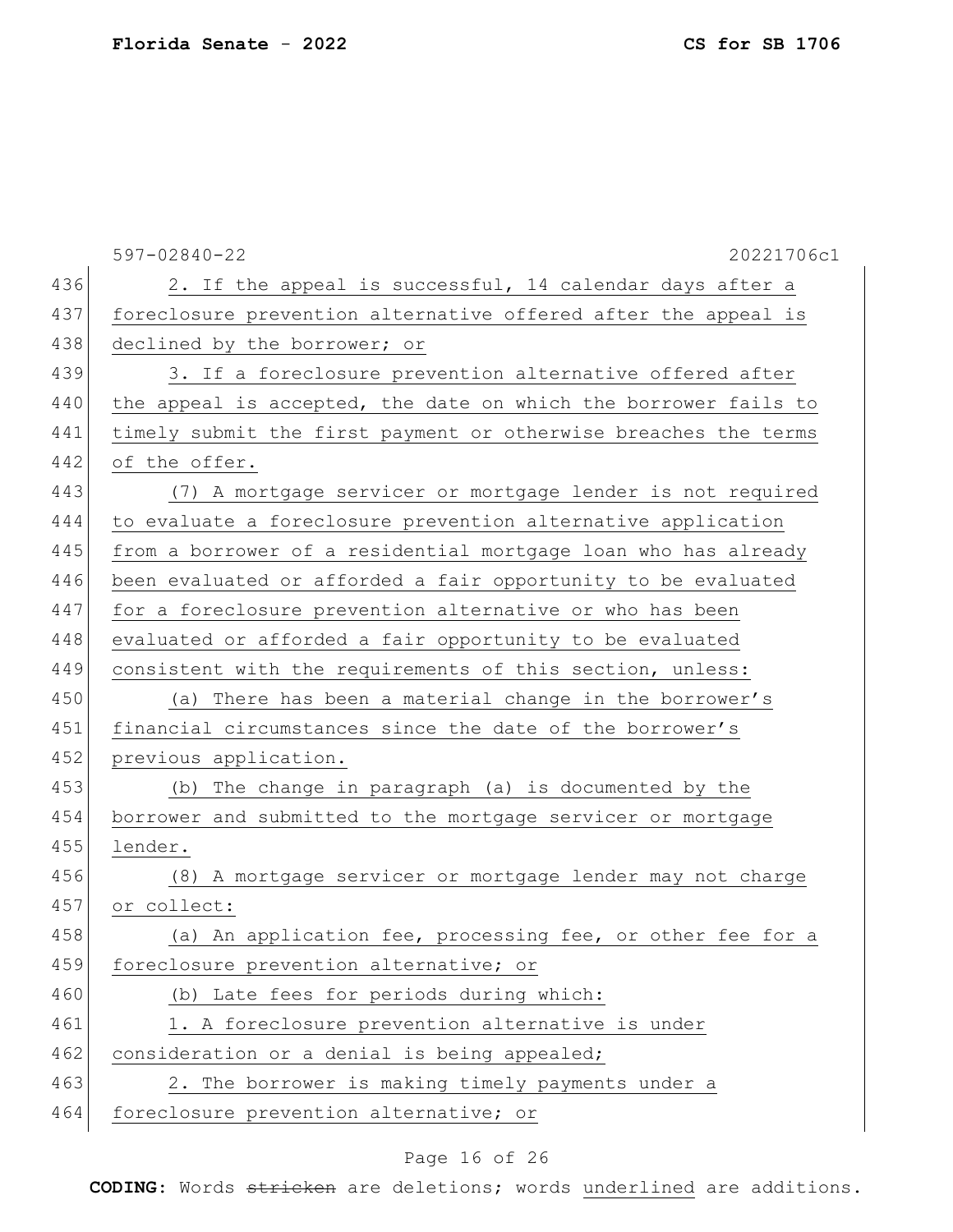2. If the appeal is successful, 14 calendar days after a foreclosure prevention alternative offered after the appeal is declined by the borrower; or

3. If a foreclosure prevention alternative offered after the appeal is accepted, the date on which the borrower fails to timely submit the first payment or otherwise breaches the terms of the offer.

(7) A mortgage servicer or mortgage lender is not required to evaluate a foreclosure prevention alternative application from a borrower of a residential mortgage loan who has already been evaluated or afforded a fair opportunity to be evaluated for a foreclosure prevention alternative or who has been evaluated or afforded a fair opportunity to be evaluated consistent with the requirements of this section, unless:

(a) There has been a material change in the borrower's financial circumstances since the date of the borrower's previous application.

(b) The change in paragraph (a) is documented by the borrower and submitted to the mortgage servicer or mortgage lender.

(8) A mortgage servicer or mortgage lender may not charge or collect:

(a) An application fee, processing fee, or other fee for a foreclosure prevention alternative; or

(b) Late fees for periods during which:

1. A foreclosure prevention alternative is under consideration or a denial is being appealed;

2. The borrower is making timely payments under a foreclosure prevention alternative; or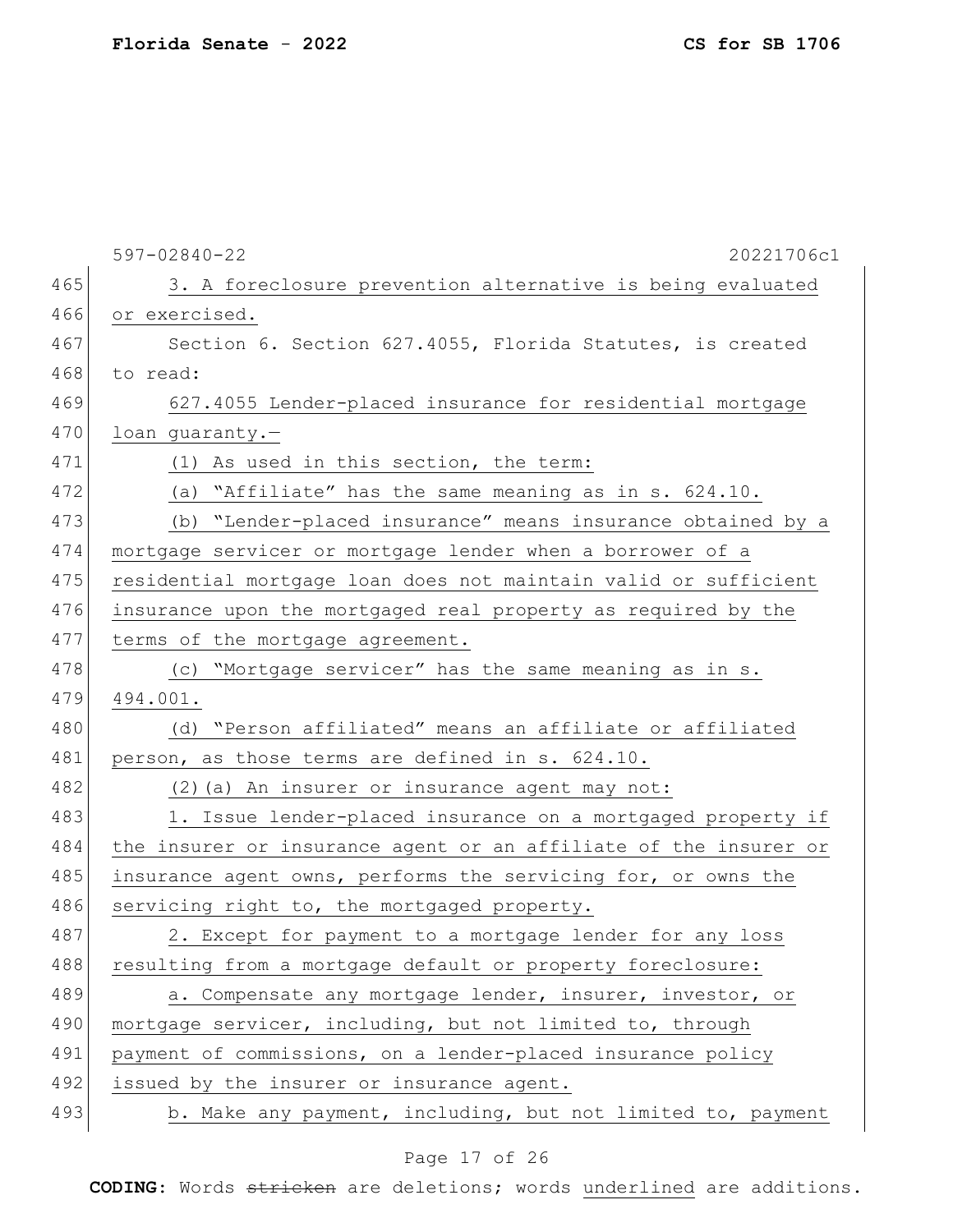3. A foreclosure prevention alternative is being evaluated or exercised.

Section 6. Section 627.4055, Florida Statutes, is created to read:

627.4055 Lender-placed insurance for residential mortgage loan guaranty.—

(1) As used in this section, the term:

(a) "Affiliate" has the same meaning as in s. 624.10.

(b) "Lender-placed insurance" means insurance obtained by a mortgage servicer or mortgage lender when a borrower of a residential mortgage loan does not maintain valid or sufficient insurance upon the mortgaged real property as required by the terms of the mortgage agreement.

(c) "Mortgage servicer" has the same meaning as in s. 494.001.

(d) "Person affiliated" means an affiliate or affiliated person, as those terms are defined in s. 624.10.

(2)(a) An insurer or insurance agent may not:

1. Issue lender-placed insurance on a mortgaged property if the insurer or insurance agent or an affiliate of the insurer or insurance agent owns, performs the servicing for, or owns the servicing right to, the mortgaged property.

2. Except for payment to a mortgage lender for any loss resulting from a mortgage default or property foreclosure:

a. Compensate any mortgage lender, insurer, investor, or mortgage servicer, including, but not limited to, through payment of commissions, on a lender-placed insurance policy issued by the insurer or insurance agent.

b. Make any payment, including, but not limited to, payment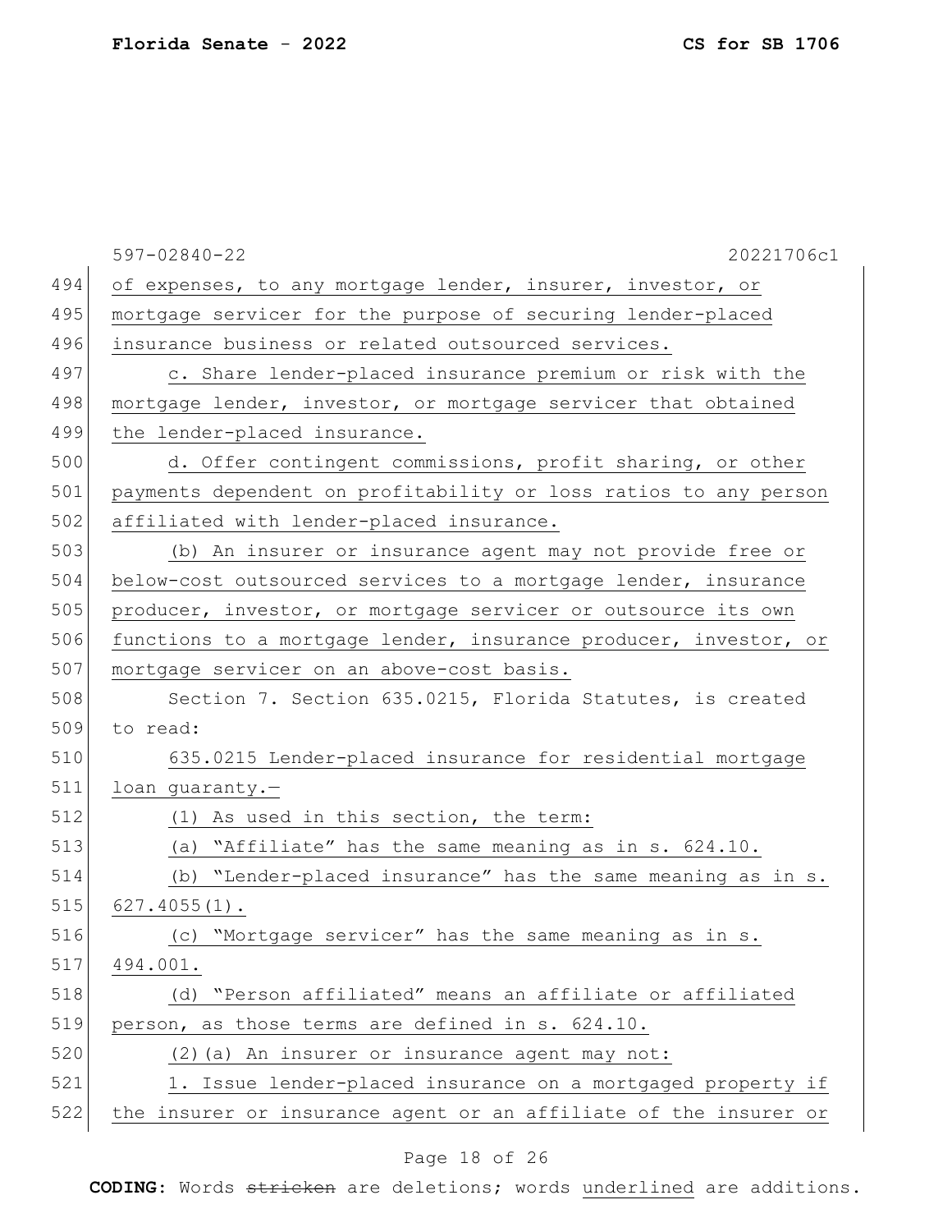of expenses, to any mortgage lender, insurer, investor, or mortgage servicer for the purpose of securing lender-placed insurance business or related outsourced services.

c. Share lender-placed insurance premium or risk with the mortgage lender, investor, or mortgage servicer that obtained the lender-placed insurance.

d. Offer contingent commissions, profit sharing, or other payments dependent on profitability or loss ratios to any person affiliated with lender-placed insurance.

(b) An insurer or insurance agent may not provide free or below-cost outsourced services to a mortgage lender, insurance producer, investor, or mortgage servicer or outsource its own functions to a mortgage lender, insurance producer, investor, or mortgage servicer on an above-cost basis.

Section 7. Section 635.0215, Florida Statutes, is created to read:

635.0215 Lender-placed insurance for residential mortgage loan guaranty.—

(1) As used in this section, the term:

(a) "Affiliate" has the same meaning as in s. 624.10.

(b) "Lender-placed insurance" has the same meaning as in s. 627.4055(1).

(c) "Mortgage servicer" has the same meaning as in s. 494.001.

(d) "Person affiliated" means an affiliate or affiliated person, as those terms are defined in s. 624.10.

(2)(a) An insurer or insurance agent may not:

1. Issue lender-placed insurance on a mortgaged property if the insurer or insurance agent or an affiliate of the insurer or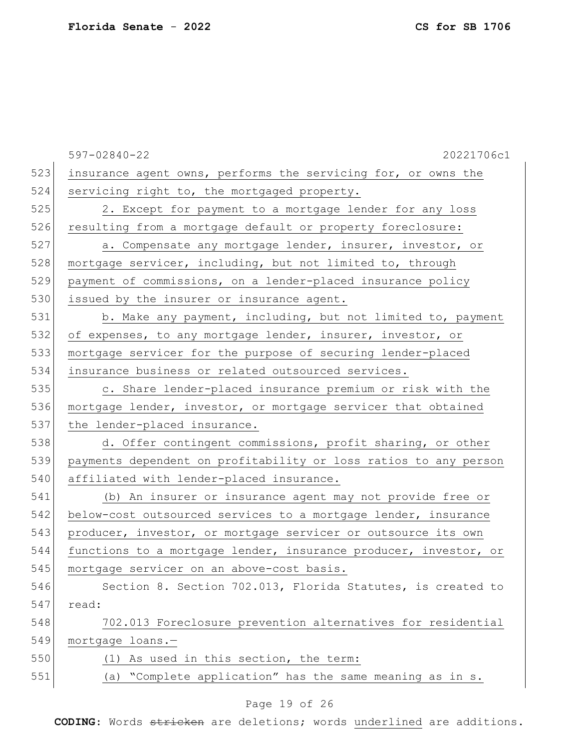insurance agent owns, performs the servicing for, or owns the servicing right to, the mortgaged property.

2. Except for payment to a mortgage lender for any loss resulting from a mortgage default or property foreclosure:

a. Compensate any mortgage lender, insurer, investor, or mortgage servicer, including, but not limited to, through payment of commissions, on a lender-placed insurance policy issued by the insurer or insurance agent.

b. Make any payment, including, but not limited to, payment of expenses, to any mortgage lender, insurer, investor, or mortgage servicer for the purpose of securing lender-placed insurance business or related outsourced services.

c. Share lender-placed insurance premium or risk with the mortgage lender, investor, or mortgage servicer that obtained the lender-placed insurance.

d. Offer contingent commissions, profit sharing, or other payments dependent on profitability or loss ratios to any person affiliated with lender-placed insurance.

(b) An insurer or insurance agent may not provide free or below-cost outsourced services to a mortgage lender, insurance producer, investor, or mortgage servicer or outsource its own functions to a mortgage lender, insurance producer, investor, or mortgage servicer on an above-cost basis.

Section 8. Section 702.013, Florida Statutes, is created to read:

702.013 Foreclosure prevention alternatives for residential mortgage loans.—

(1) As used in this section, the term:

(a) "Complete application" has the same meaning as in s.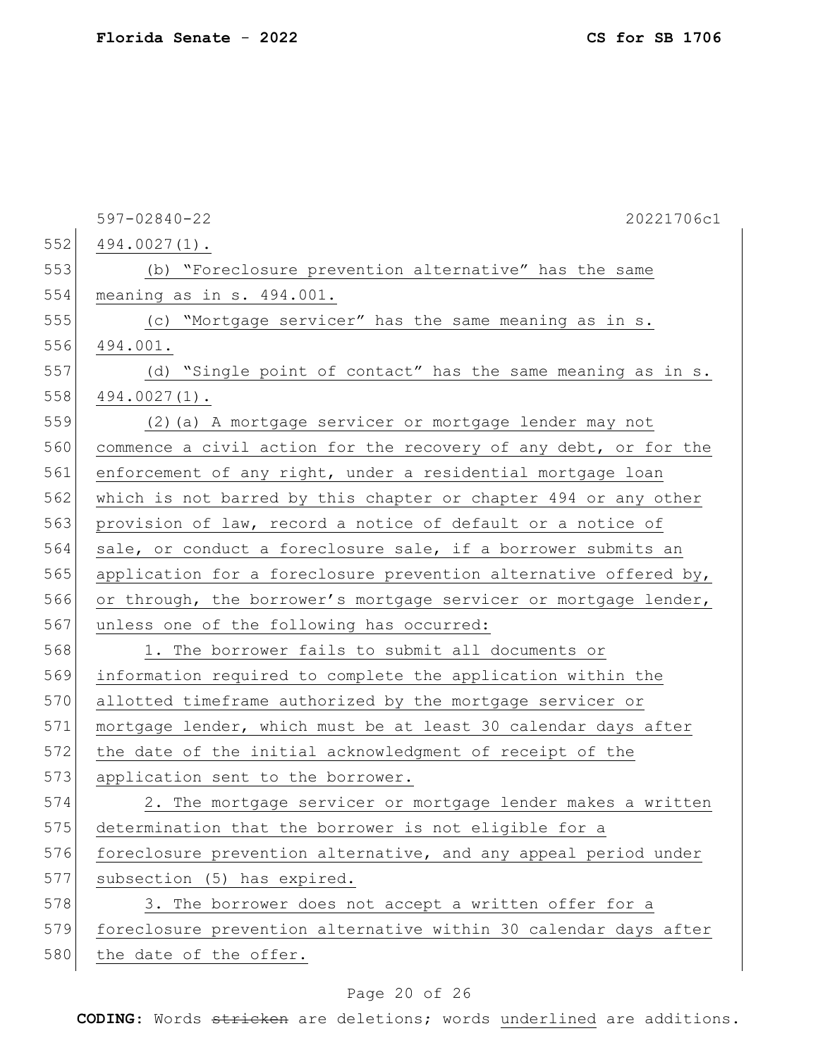494.0027(1).

(b) "Foreclosure prevention alternative" has the same meaning as in s. 494.001.

(c) "Mortgage servicer" has the same meaning as in s. 494.001.

(d) "Single point of contact" has the same meaning as in s. 494.0027(1).

(2)(a) A mortgage servicer or mortgage lender may not commence a civil action for the recovery of any debt, or for the enforcement of any right, under a residential mortgage loan which is not barred by this chapter or chapter 494 or any other provision of law, record a notice of default or a notice of sale, or conduct a foreclosure sale, if a borrower submits an application for a foreclosure prevention alternative offered by, or through, the borrower's mortgage servicer or mortgage lender, unless one of the following has occurred:

1. The borrower fails to submit all documents or information required to complete the application within the allotted timeframe authorized by the mortgage servicer or mortgage lender, which must be at least 30 calendar days after the date of the initial acknowledgment of receipt of the application sent to the borrower.

2. The mortgage servicer or mortgage lender makes a written determination that the borrower is not eligible for a foreclosure prevention alternative, and any appeal period under subsection (5) has expired.

3. The borrower does not accept a written offer for a foreclosure prevention alternative within 30 calendar days after the date of the offer.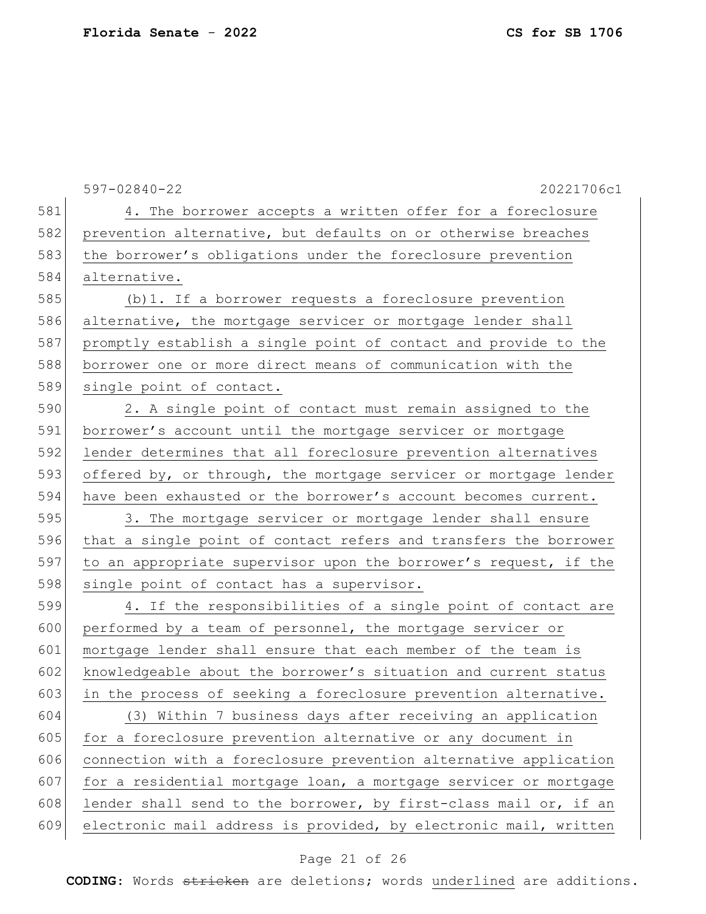4. The borrower accepts a written offer for a foreclosure prevention alternative, but defaults on or otherwise breaches the borrower's obligations under the foreclosure prevention alternative.

(b)1. If a borrower requests a foreclosure prevention alternative, the mortgage servicer or mortgage lender shall promptly establish a single point of contact and provide to the borrower one or more direct means of communication with the single point of contact.

2. A single point of contact must remain assigned to the borrower's account until the mortgage servicer or mortgage lender determines that all foreclosure prevention alternatives offered by, or through, the mortgage servicer or mortgage lender have been exhausted or the borrower's account becomes current.

3. The mortgage servicer or mortgage lender shall ensure that a single point of contact refers and transfers the borrower to an appropriate supervisor upon the borrower's request, if the single point of contact has a supervisor.

4. If the responsibilities of a single point of contact are performed by a team of personnel, the mortgage servicer or mortgage lender shall ensure that each member of the team is knowledgeable about the borrower's situation and current status in the process of seeking a foreclosure prevention alternative.

(3) Within 7 business days after receiving an application for a foreclosure prevention alternative or any document in connection with a foreclosure prevention alternative application for a residential mortgage loan, a mortgage servicer or mortgage lender shall send to the borrower, by first-class mail or, if an electronic mail address is provided, by electronic mail, written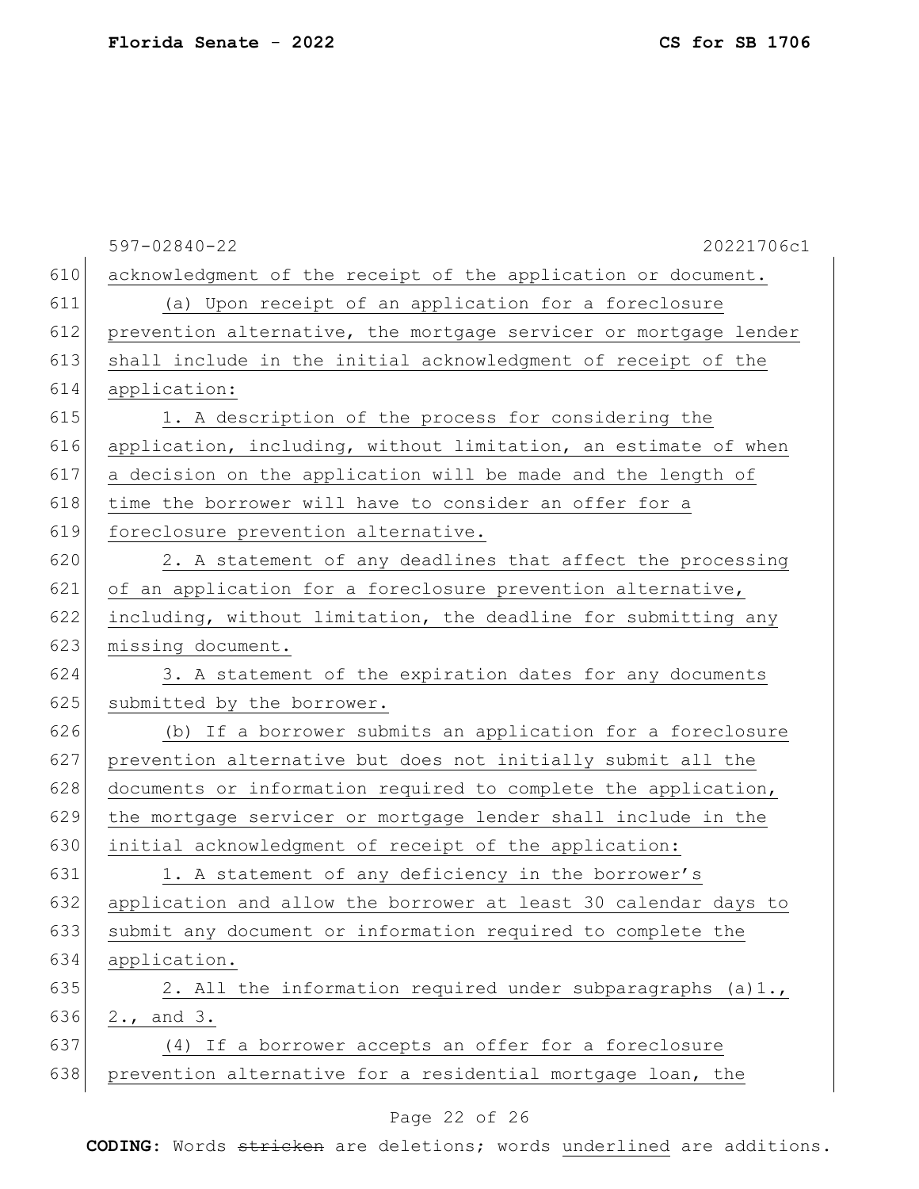acknowledgment of the receipt of the application or document.

(a) Upon receipt of an application for a foreclosure prevention alternative, the mortgage servicer or mortgage lender shall include in the initial acknowledgment of receipt of the application:

1. A description of the process for considering the application, including, without limitation, an estimate of when a decision on the application will be made and the length of time the borrower will have to consider an offer for a foreclosure prevention alternative.

2. A statement of any deadlines that affect the processing of an application for a foreclosure prevention alternative, including, without limitation, the deadline for submitting any missing document.

3. A statement of the expiration dates for any documents submitted by the borrower.

(b) If a borrower submits an application for a foreclosure prevention alternative but does not initially submit all the documents or information required to complete the application, the mortgage servicer or mortgage lender shall include in the initial acknowledgment of receipt of the application:

1. A statement of any deficiency in the borrower's application and allow the borrower at least 30 calendar days to submit any document or information required to complete the application.

2. All the information required under subparagraphs (a)1., 2., and 3.

(4) If a borrower accepts an offer for a foreclosure prevention alternative for a residential mortgage loan, the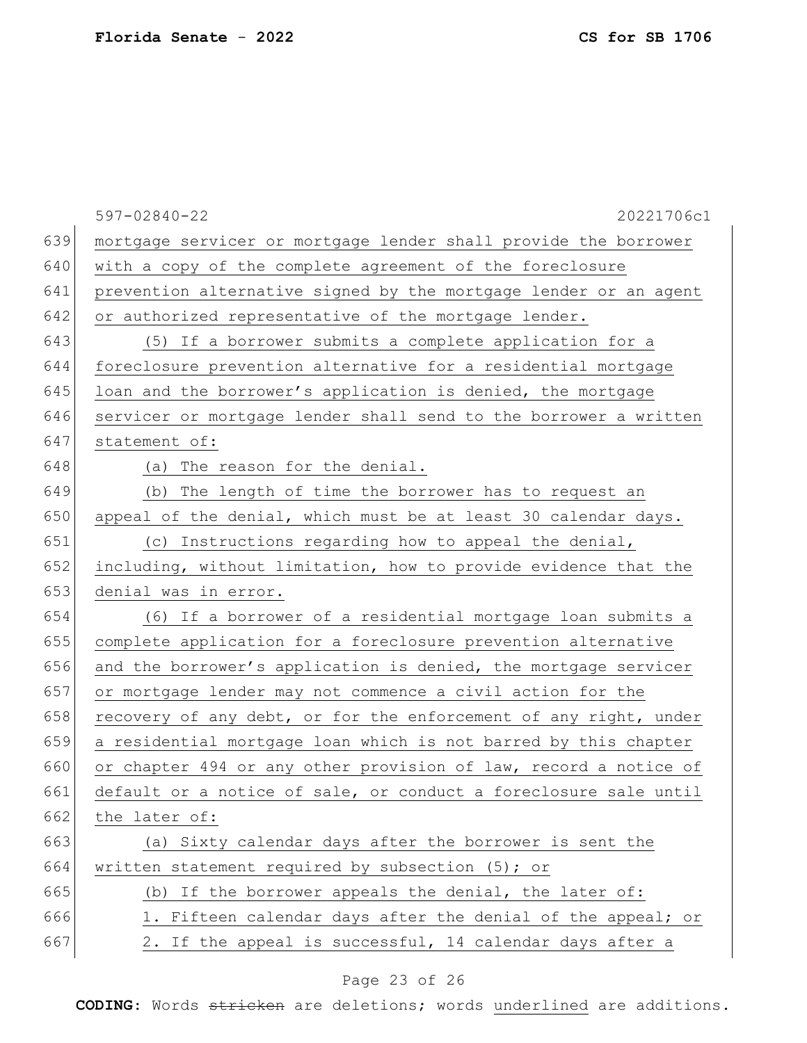mortgage servicer or mortgage lender shall provide the borrower with a copy of the complete agreement of the foreclosure prevention alternative signed by the mortgage lender or an agent or authorized representative of the mortgage lender.

(5) If a borrower submits a complete application for a foreclosure prevention alternative for a residential mortgage loan and the borrower's application is denied, the mortgage servicer or mortgage lender shall send to the borrower a written statement of:

(a) The reason for the denial.

(b) The length of time the borrower has to request an appeal of the denial, which must be at least 30 calendar days.

(c) Instructions regarding how to appeal the denial, including, without limitation, how to provide evidence that the denial was in error.

(6) If a borrower of a residential mortgage loan submits a complete application for a foreclosure prevention alternative and the borrower's application is denied, the mortgage servicer or mortgage lender may not commence a civil action for the recovery of any debt, or for the enforcement of any right, under a residential mortgage loan which is not barred by this chapter or chapter 494 or any other provision of law, record a notice of default or a notice of sale, or conduct a foreclosure sale until the later of:

(a) Sixty calendar days after the borrower is sent the written statement required by subsection (5); or

(b) If the borrower appeals the denial, the later of:

1. Fifteen calendar days after the denial of the appeal; or

2. If the appeal is successful, 14 calendar days after a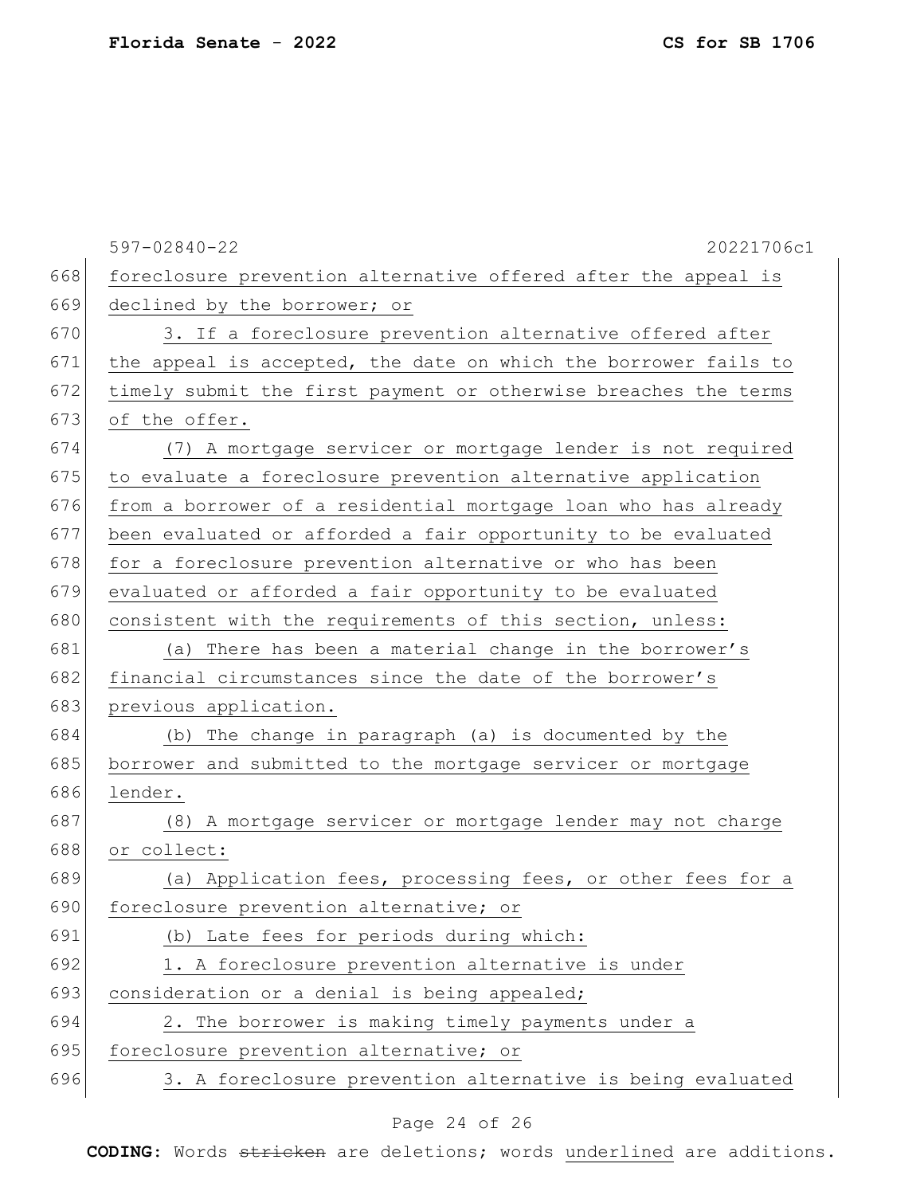foreclosure prevention alternative offered after the appeal is declined by the borrower; or

3. If a foreclosure prevention alternative offered after the appeal is accepted, the date on which the borrower fails to timely submit the first payment or otherwise breaches the terms of the offer.

(7) A mortgage servicer or mortgage lender is not required to evaluate a foreclosure prevention alternative application from a borrower of a residential mortgage loan who has already been evaluated or afforded a fair opportunity to be evaluated for a foreclosure prevention alternative or who has been evaluated or afforded a fair opportunity to be evaluated consistent with the requirements of this section, unless:

(a) There has been a material change in the borrower's financial circumstances since the date of the borrower's previous application.

(b) The change in paragraph (a) is documented by the borrower and submitted to the mortgage servicer or mortgage lender.

(8) A mortgage servicer or mortgage lender may not charge or collect:

(a) Application fees, processing fees, or other fees for a foreclosure prevention alternative; or

(b) Late fees for periods during which:

1. A foreclosure prevention alternative is under consideration or a denial is being appealed;

2. The borrower is making timely payments under a foreclosure prevention alternative; or

3. A foreclosure prevention alternative is being evaluated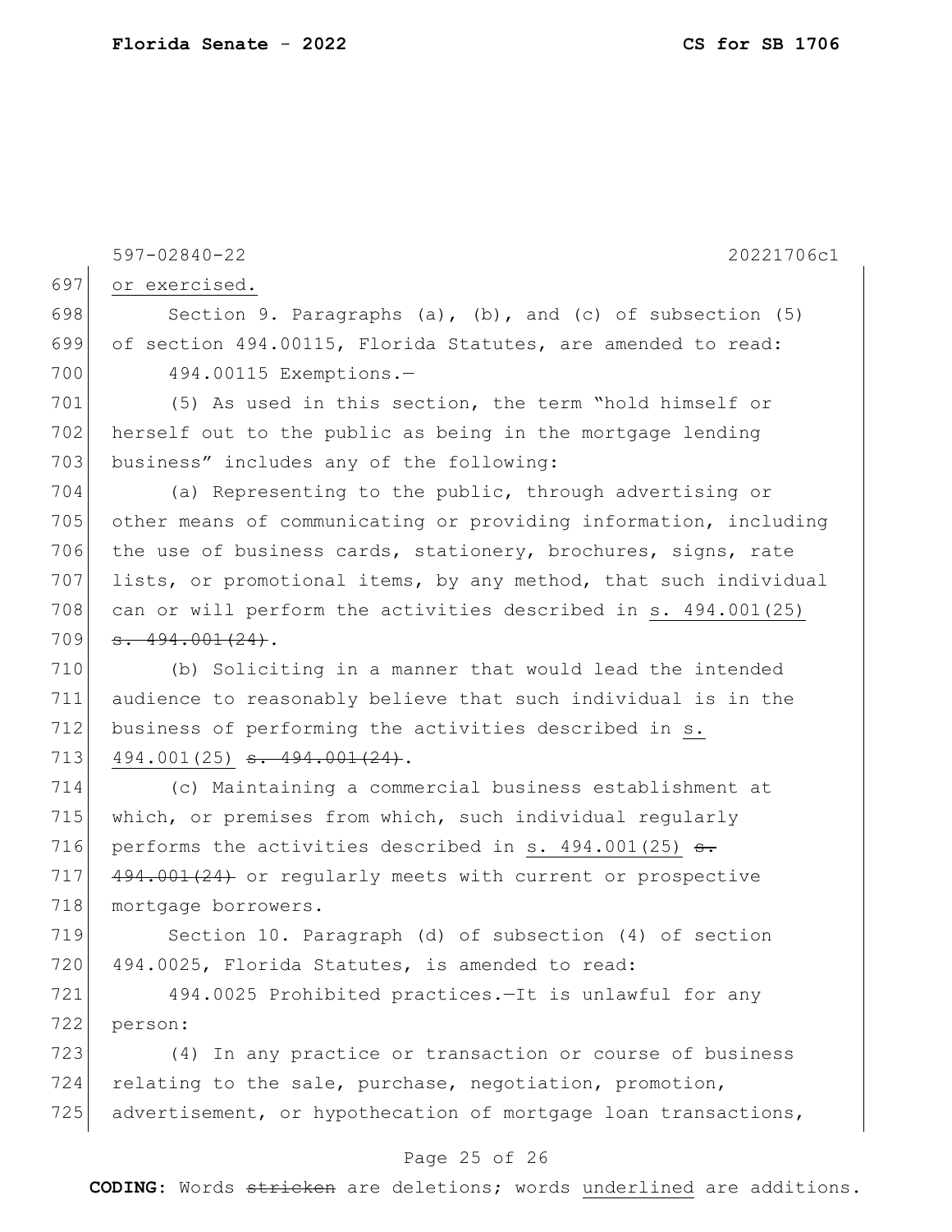or exercised.

Section 9. Paragraphs (a), (b), and (c) of subsection (5) of section 494.00115, Florida Statutes, are amended to read:

494.00115 Exemptions.—

(5) As used in this section, the term "hold himself or herself out to the public as being in the mortgage lending business" includes any of the following:

(a) Representing to the public, through advertising or other means of communicating or providing information, including the use of business cards, stationery, brochures, signs, rate lists, or promotional items, by any method, that such individual can or will perform the activities described in <u>s. 494.001(25)</u> ~~s. 494.001(24)~~.

(b) Soliciting in a manner that would lead the intended audience to reasonably believe that such individual is in the business of performing the activities described in <u>s. 494.001(25)</u> ~~s. 494.001(24)~~.

(c) Maintaining a commercial business establishment at which, or premises from which, such individual regularly performs the activities described in <u>s. 494.001(25)</u> ~~s. 494.001(24)~~ or regularly meets with current or prospective mortgage borrowers.

Section 10. Paragraph (d) of subsection (4) of section 494.0025, Florida Statutes, is amended to read:

494.0025 Prohibited practices.—It is unlawful for any person:

(4) In any practice or transaction or course of business relating to the sale, purchase, negotiation, promotion, advertisement, or hypothecation of mortgage loan transactions,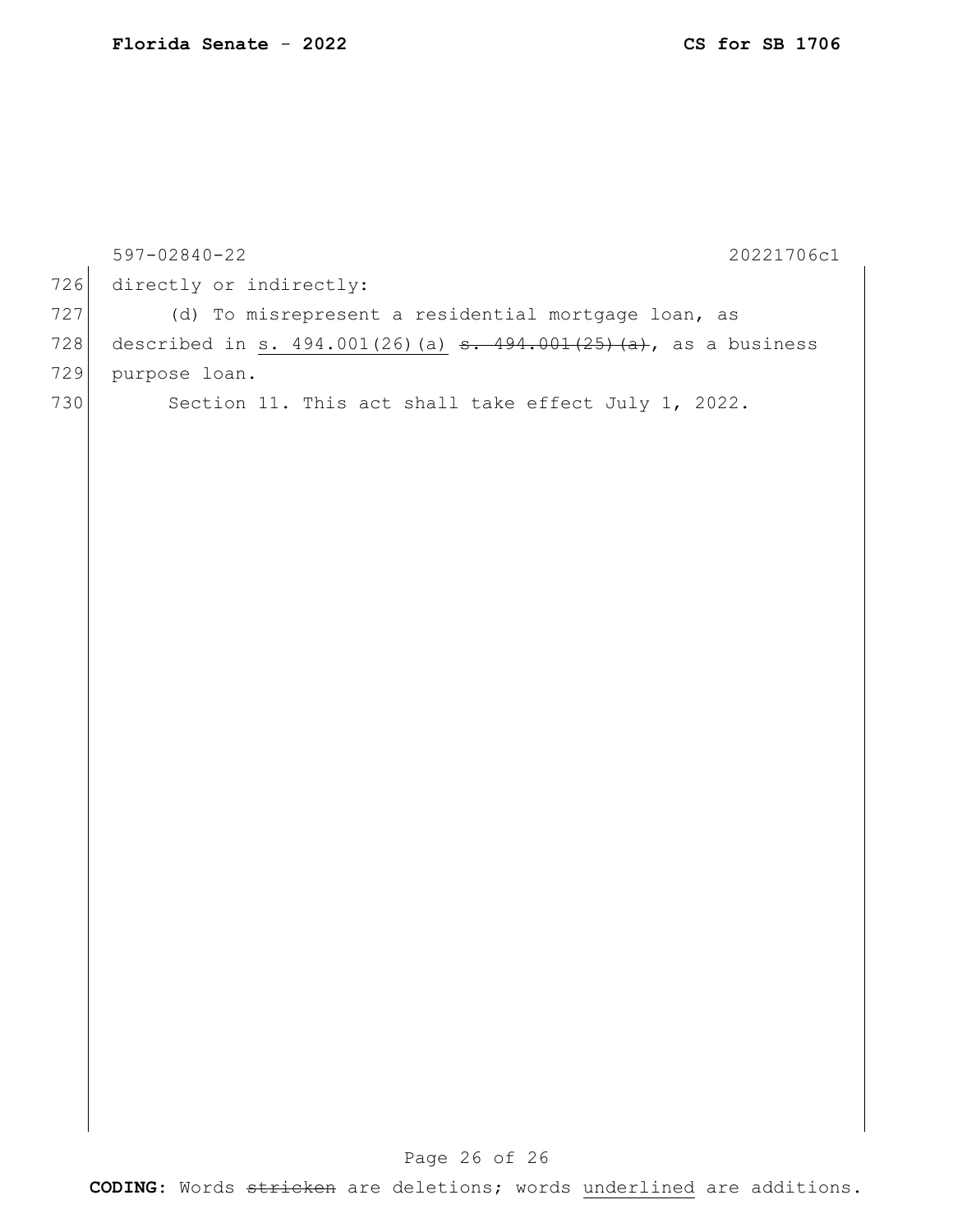directly or indirectly:

(d) To misrepresent a residential mortgage loan, as described in <u>s. 494.001(26)(a)</u> ~~s. 494.001(25)(a)~~, as a business purpose loan.

Section 11. This act shall take effect July 1, 2022.